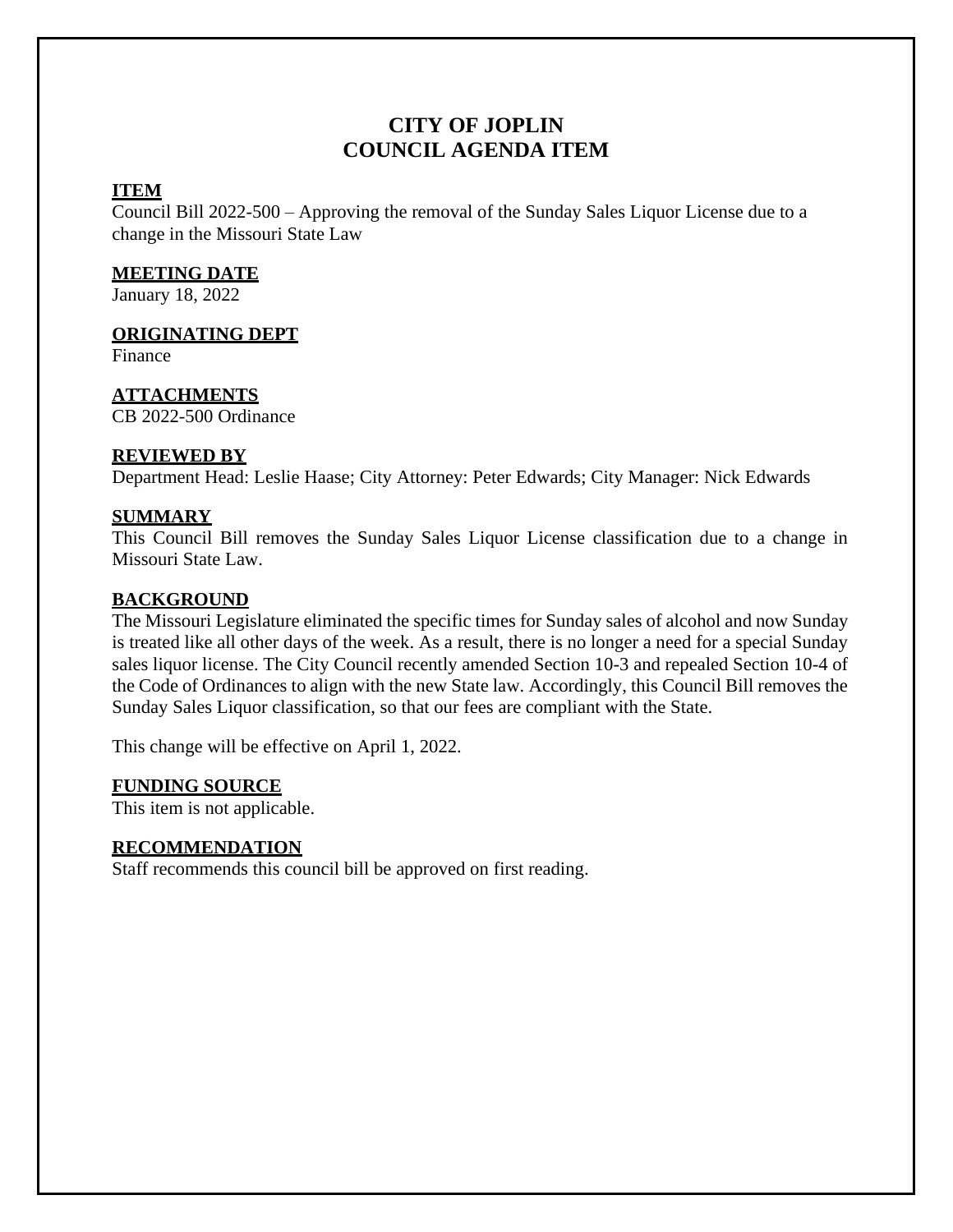# CITY OF JOPLIN
# COUNCIL AGENDA ITEM

**ITEM**

Council Bill 2022-500 – Approving the removal of the Sunday Sales Liquor License due to a change in the Missouri State Law

**MEETING DATE**

January 18, 2022

**ORIGINATING DEPT**

Finance

**ATTACHMENTS**

CB 2022-500 Ordinance

**REVIEWED BY**

Department Head: Leslie Haase; City Attorney: Peter Edwards; City Manager: Nick Edwards

**SUMMARY**

This Council Bill removes the Sunday Sales Liquor License classification due to a change in Missouri State Law.

**BACKGROUND**

The Missouri Legislature eliminated the specific times for Sunday sales of alcohol and now Sunday is treated like all other days of the week. As a result, there is no longer a need for a special Sunday sales liquor license. The City Council recently amended Section 10-3 and repealed Section 10-4 of the Code of Ordinances to align with the new State law. Accordingly, this Council Bill removes the Sunday Sales Liquor classification, so that our fees are compliant with the State.

This change will be effective on April 1, 2022.

**FUNDING SOURCE**

This item is not applicable.

**RECOMMENDATION**

Staff recommends this council bill be approved on first reading.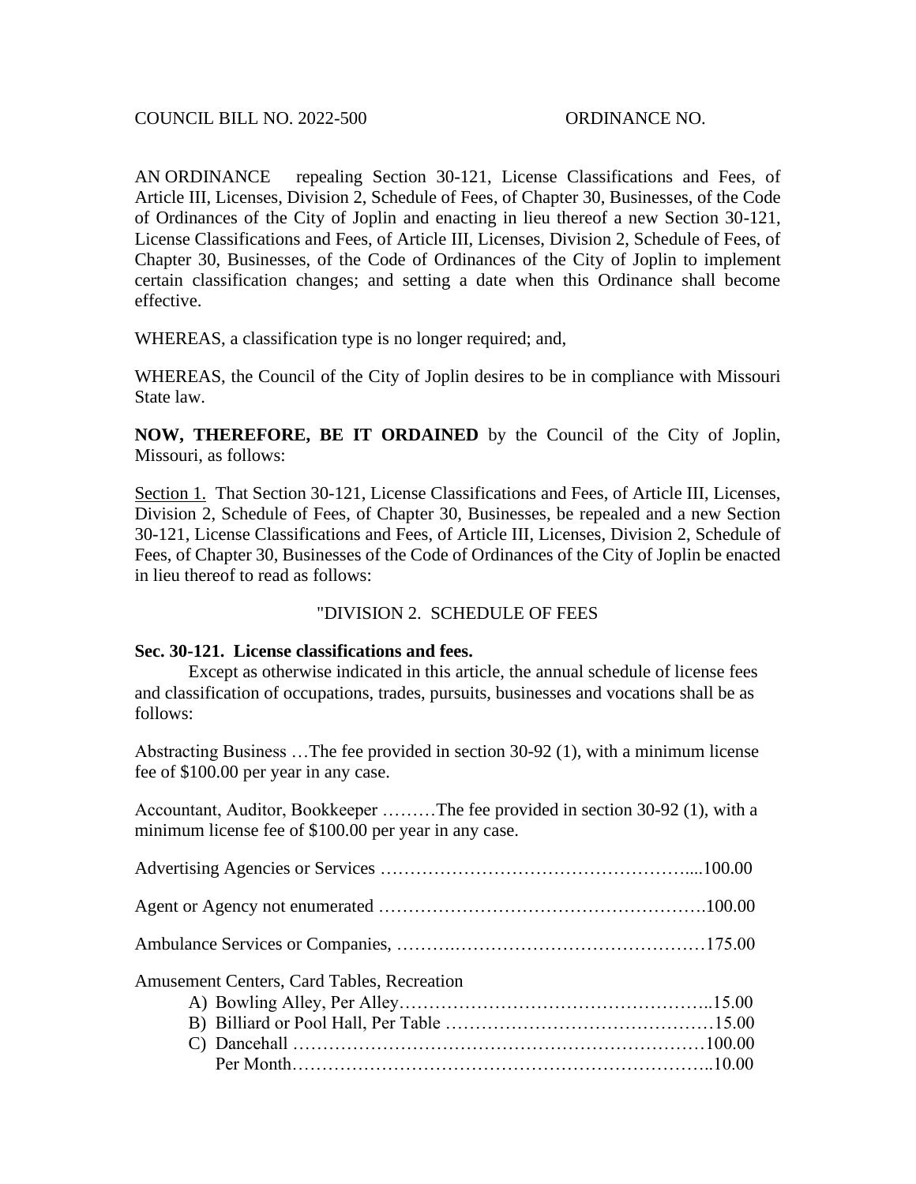COUNCIL BILL NO. 2022-500 ORDINANCE NO.

AN ORDINANCE repealing Section 30-121, License Classifications and Fees, of Article III, Licenses, Division 2, Schedule of Fees, of Chapter 30, Businesses, of the Code of Ordinances of the City of Joplin and enacting in lieu thereof a new Section 30-121, License Classifications and Fees, of Article III, Licenses, Division 2, Schedule of Fees, of Chapter 30, Businesses, of the Code of Ordinances of the City of Joplin to implement certain classification changes; and setting a date when this Ordinance shall become effective.

WHEREAS, a classification type is no longer required; and,

WHEREAS, the Council of the City of Joplin desires to be in compliance with Missouri State law.

**NOW, THEREFORE, BE IT ORDAINED** by the Council of the City of Joplin, Missouri, as follows:

Section 1. That Section 30-121, License Classifications and Fees, of Article III, Licenses, Division 2, Schedule of Fees, of Chapter 30, Businesses, be repealed and a new Section 30-121, License Classifications and Fees, of Article III, Licenses, Division 2, Schedule of Fees, of Chapter 30, Businesses of the Code of Ordinances of the City of Joplin be enacted in lieu thereof to read as follows:

"DIVISION 2. SCHEDULE OF FEES

**Sec. 30-121. License classifications and fees.**

Except as otherwise indicated in this article, the annual schedule of license fees and classification of occupations, trades, pursuits, businesses and vocations shall be as follows:

Abstracting Business …The fee provided in section 30-92 (1), with a minimum license fee of $100.00 per year in any case.

Accountant, Auditor, Bookkeeper ………The fee provided in section 30-92 (1), with a minimum license fee of $100.00 per year in any case.

Advertising Agencies or Services …………………………………………....100.00

Agent or Agency not enumerated …………………………………………….100.00

Ambulance Services or Companies, ……….………………………………175.00

Amusement Centers, Card Tables, Recreation

A) Bowling Alley, Per Alley……………………………………………..15.00
B) Billiard or Pool Hall, Per Table ………………………………………15.00
C) Dancehall ……………………………………………………………100.00
Per Month……………………………………………………………..10.00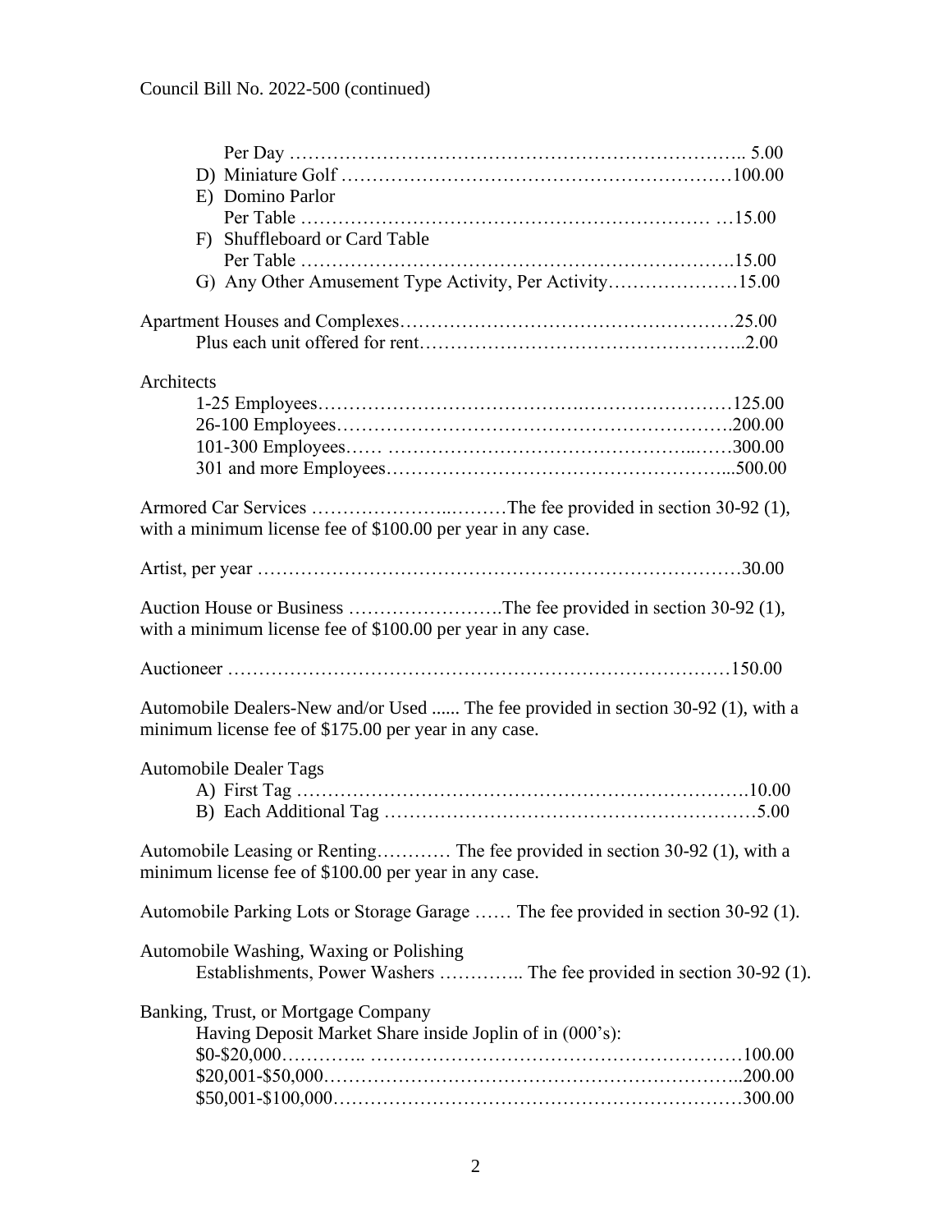Council Bill No. 2022-500 (continued)

Per Day …………………………………………………………….. 5.00
D) Miniature Golf ………………………………………………………100.00
E) Domino Parlor
Per Table ………………………………………………………… …15.00
F) Shuffleboard or Card Table
Per Table ……………………………………………………………15.00
G) Any Other Amusement Type Activity, Per Activity…………………15.00

Apartment Houses and Complexes……………………………………………25.00
Plus each unit offered for rent…………………………………………..2.00

Architects
1-25 Employees……………………………………………………………125.00
26-100 Employees………………………………………………………….200.00
101-300 Employees…… ……………………………………………..……300.00
301 and more Employees……………………………………………...500.00

Armored Car Services ………………….………The fee provided in section 30-92 (1), with a minimum license fee of $100.00 per year in any case.

Artist, per year ……………………………………………………………………30.00

Auction House or Business …………………….The fee provided in section 30-92 (1), with a minimum license fee of $100.00 per year in any case.

Auctioneer …………………………………………………………………………150.00

Automobile Dealers-New and/or Used ...... The fee provided in section 30-92 (1), with a minimum license fee of $175.00 per year in any case.

Automobile Dealer Tags
A) First Tag …………………………………………………………………10.00
B) Each Additional Tag …………………………………………………5.00

Automobile Leasing or Renting………… The fee provided in section 30-92 (1), with a minimum license fee of $100.00 per year in any case.

Automobile Parking Lots or Storage Garage …… The fee provided in section 30-92 (1).

Automobile Washing, Waxing or Polishing
Establishments, Power Washers ………….. The fee provided in section 30-92 (1).

Banking, Trust, or Mortgage Company
Having Deposit Market Share inside Joplin of in (000's):
$0-$20,000………….. ……………………………………………………100.00
$20,001-$50,000……………………………………………………………..200.00
$50,001-$100,000…………………………………………………………300.00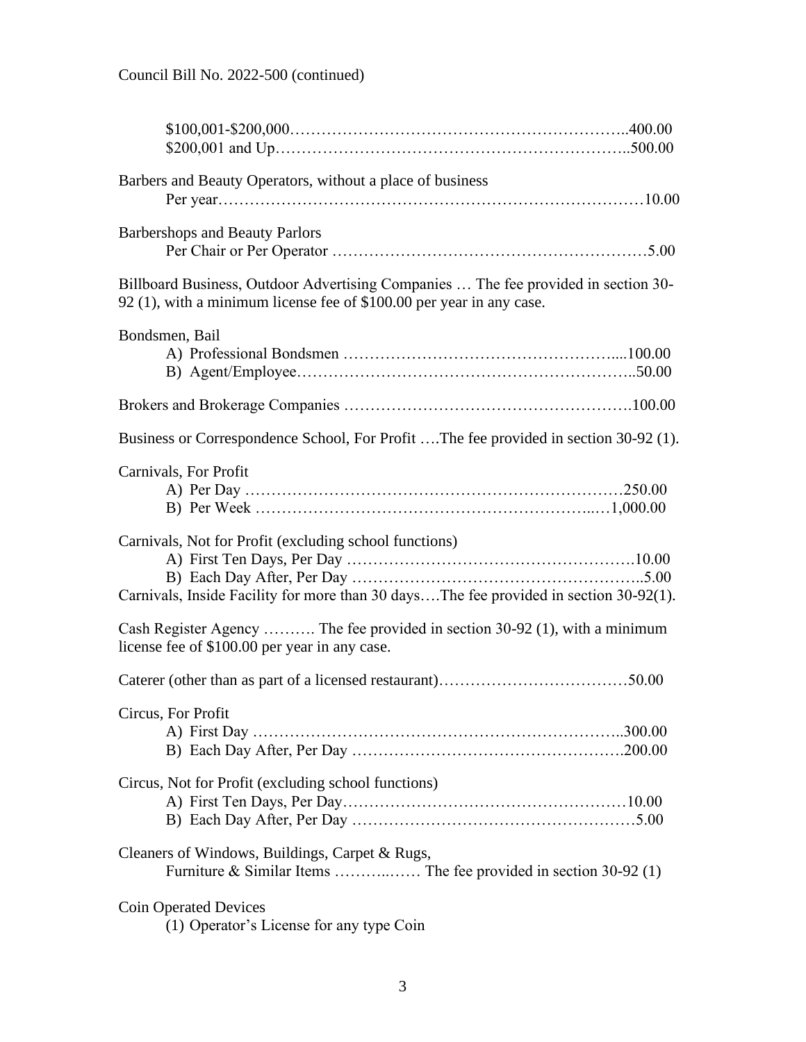Council Bill No. 2022-500 (continued)

$100,001-$200,000…………………………………………………………..400.00
$200,001 and Up…………………………………………………………..500.00

Barbers and Beauty Operators, without a place of business
Per year………………………………………………………………………10.00

Barbershops and Beauty Parlors
Per Chair or Per Operator ……………………………………………………5.00

Billboard Business, Outdoor Advertising Companies … The fee provided in section 30-92 (1), with a minimum license fee of $100.00 per year in any case.

Bondsmen, Bail
A) Professional Bondsmen ……………………………………………....100.00
B) Agent/Employee………………………………………………………..50.00

Brokers and Brokerage Companies ……………………………………………….100.00

Business or Correspondence School, For Profit ….The fee provided in section 30-92 (1).

Carnivals, For Profit
A) Per Day ………………………………………………………………250.00
B) Per Week …………………………………………………………...…1,000.00

Carnivals, Not for Profit (excluding school functions)
A) First Ten Days, Per Day ……………………………………………….10.00
B) Each Day After, Per Day ………………………………………………..5.00
Carnivals, Inside Facility for more than 30 days….The fee provided in section 30-92(1).

Cash Register Agency ………. The fee provided in section 30-92 (1), with a minimum license fee of $100.00 per year in any case.

Caterer (other than as part of a licensed restaurant)………………………………50.00

Circus, For Profit
A) First Day ……………………………………………………………..300.00
B) Each Day After, Per Day ………………………………………….200.00

Circus, Not for Profit (excluding school functions)
A) First Ten Days, Per Day………………………………………………10.00
B) Each Day After, Per Day ………………………………………………5.00

Cleaners of Windows, Buildings, Carpet & Rugs,
Furniture & Similar Items ………..…… The fee provided in section 30-92 (1)

Coin Operated Devices
(1) Operator's License for any type Coin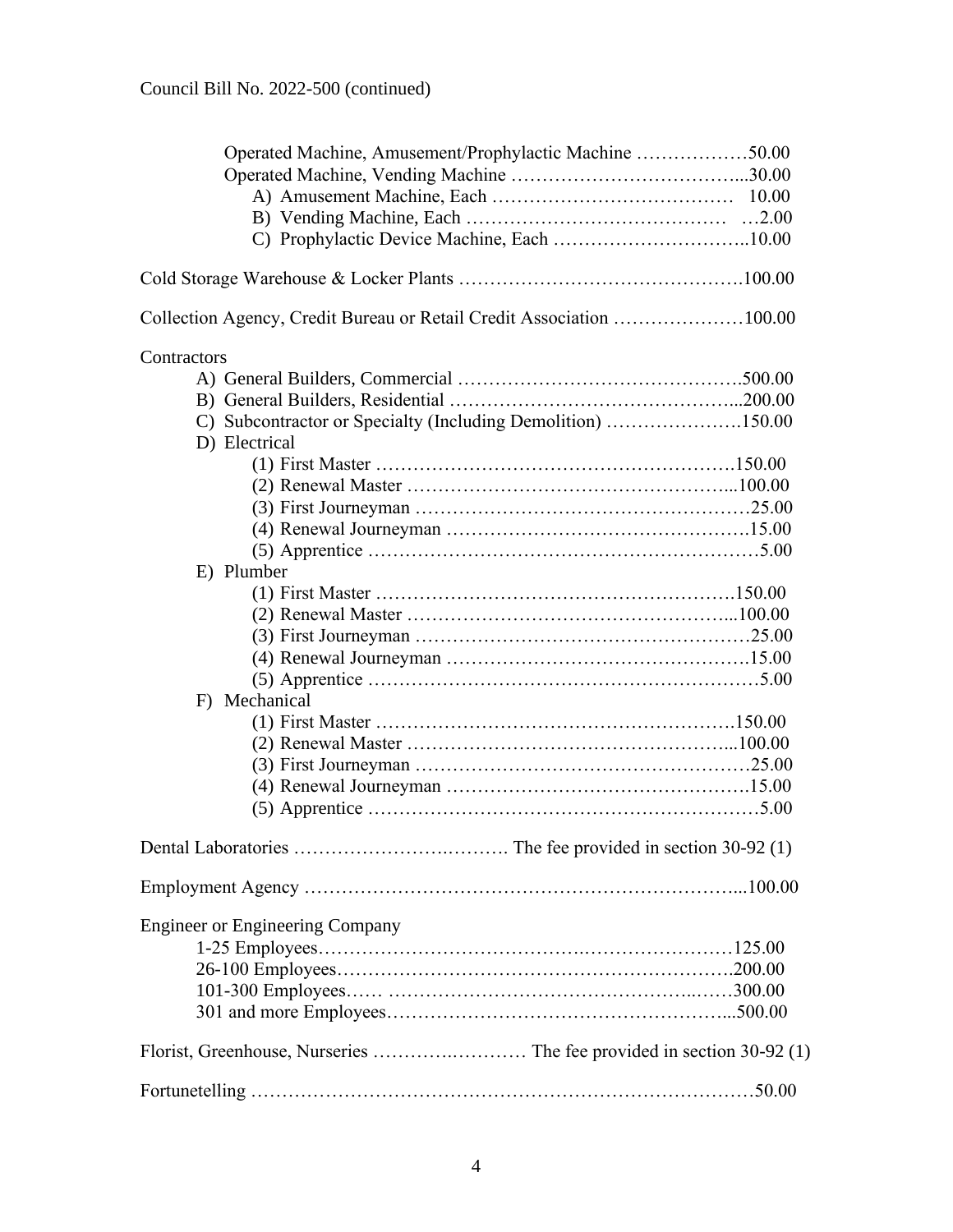Council Bill No. 2022-500 (continued)

Operated Machine, Amusement/Prophylactic Machine ………………50.00
Operated Machine, Vending Machine ………………………………...30.00
A) Amusement Machine, Each ………………………………… 10.00
B) Vending Machine, Each …………………………………… …2.00
C) Prophylactic Device Machine, Each …………………………..10.00

Cold Storage Warehouse & Locker Plants ……………………………………….100.00

Collection Agency, Credit Bureau or Retail Credit Association …………………100.00

Contractors
A) General Builders, Commercial ……………………………………….500.00
B) General Builders, Residential ………………………………………...200.00
C) Subcontractor or Specialty (Including Demolition) ………………….150.00
D) Electrical
(1) First Master ………………………………………………….150.00
(2) Renewal Master ……………………………………………...100.00
(3) First Journeyman ……………………………………………25.00
(4) Renewal Journeyman ……………………………………….15.00
(5) Apprentice ……………………………………………………5.00
E) Plumber
(1) First Master ………………………………………………….150.00
(2) Renewal Master ……………………………………………...100.00
(3) First Journeyman ……………………………………………25.00
(4) Renewal Journeyman ……………………………………….15.00
(5) Apprentice ……………………………………………………5.00
F) Mechanical
(1) First Master ………………………………………………….150.00
(2) Renewal Master ……………………………………………...100.00
(3) First Journeyman ……………………………………………25.00
(4) Renewal Journeyman ……………………………………….15.00
(5) Apprentice ……………………………………………………5.00

Dental Laboratories ……………………………. The fee provided in section 30-92 (1)

Employment Agency ………………………………………………………...100.00

Engineer or Engineering Company
1-25 Employees……………………………………………………125.00
26-100 Employees……………………………………………………….200.00
101-300 Employees…… ………………………………………..……300.00
301 and more Employees………………………………………………...500.00

Florist, Greenhouse, Nurseries ………….………… The fee provided in section 30-92 (1)

Fortunetelling ……………………………………………………………………50.00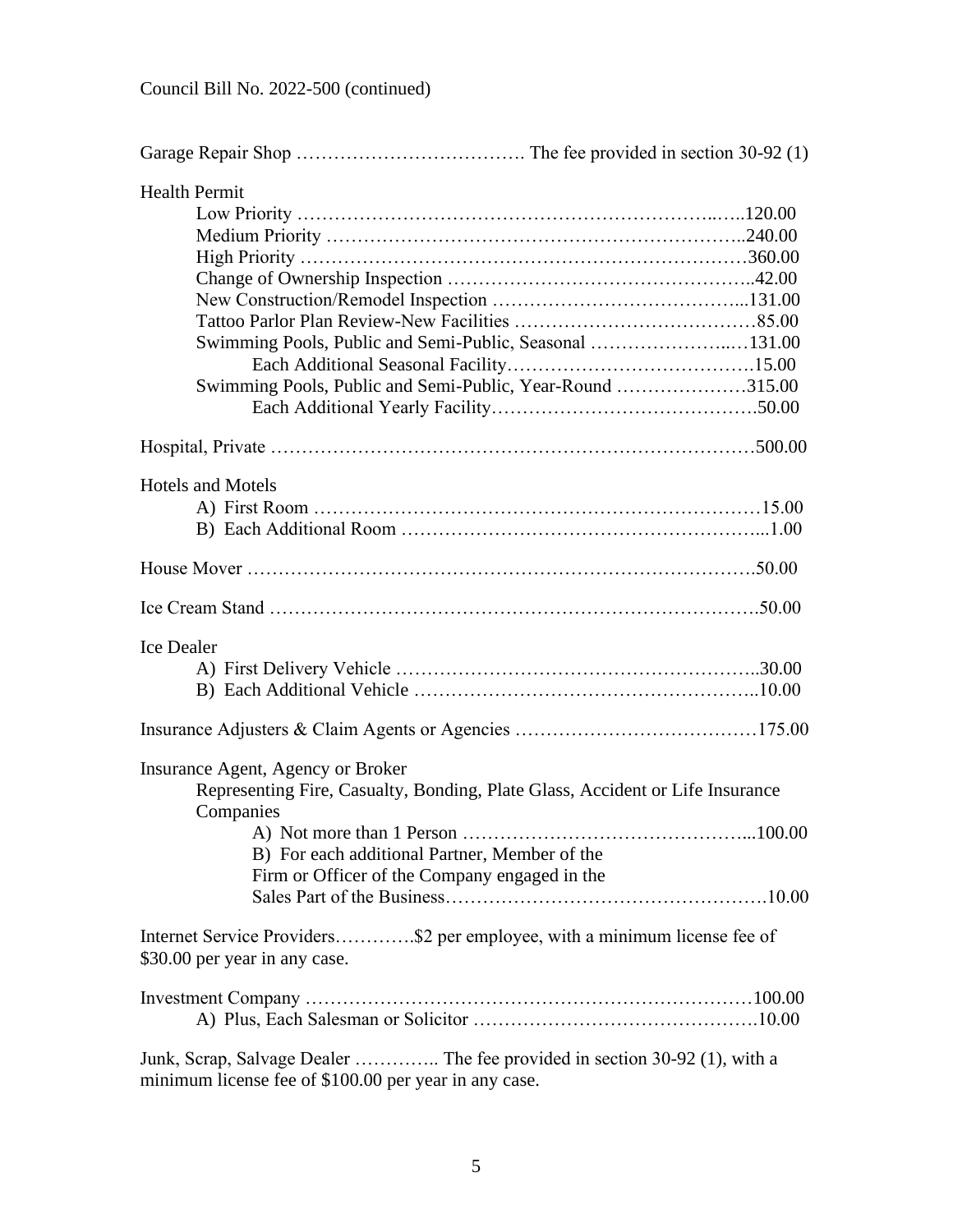Council Bill No. 2022-500 (continued)

Garage Repair Shop ………………………………. The fee provided in section 30-92 (1)

Health Permit

- Low Priority ……………………………………………………………..…..120.00
- Medium Priority …………………………………………………………..240.00
- High Priority ……………………………………………………………….360.00
- Change of Ownership Inspection ……………….……………………………..42.00
- New Construction/Remodel Inspection ………………………………….....131.00
- Tattoo Parlor Plan Review-New Facilities ………………………………….85.00
- Swimming Pools, Public and Semi-Public, Seasonal ………………….…131.00
  - Each Additional Seasonal Facility………………………………….15.00
- Swimming Pools, Public and Semi-Public, Year-Round …………………315.00
  - Each Additional Yearly Facility…………………………………….50.00

Hospital, Private ……………………………………………………………………500.00

Hotels and Motels

- A) First Room ………………………………………………………………15.00
- B) Each Additional Room …………………………………………………...1.00

House Mover ……………………………………………………………………….50.00

Ice Cream Stand …………………………………………………………………….50.00

Ice Dealer

- A) First Delivery Vehicle …………………………………………………..30.00
- B) Each Additional Vehicle ………………………………………………..10.00

Insurance Adjusters & Claim Agents or Agencies …………………………………175.00

Insurance Agent, Agency or Broker

Representing Fire, Casualty, Bonding, Plate Glass, Accident or Life Insurance Companies

- A) Not more than 1 Person ……………………………………...100.00
- B) For each additional Partner, Member of the Firm or Officer of the Company engaged in the Sales Part of the Business…………………………………………….10.00

Internet Service Providers………….$2 per employee, with a minimum license fee of $30.00 per year in any case.

Investment Company ………………………………………………………………100.00

- A) Plus, Each Salesman or Solicitor ……………………………………….10.00

Junk, Scrap, Salvage Dealer ………….. The fee provided in section 30-92 (1), with a minimum license fee of $100.00 per year in any case.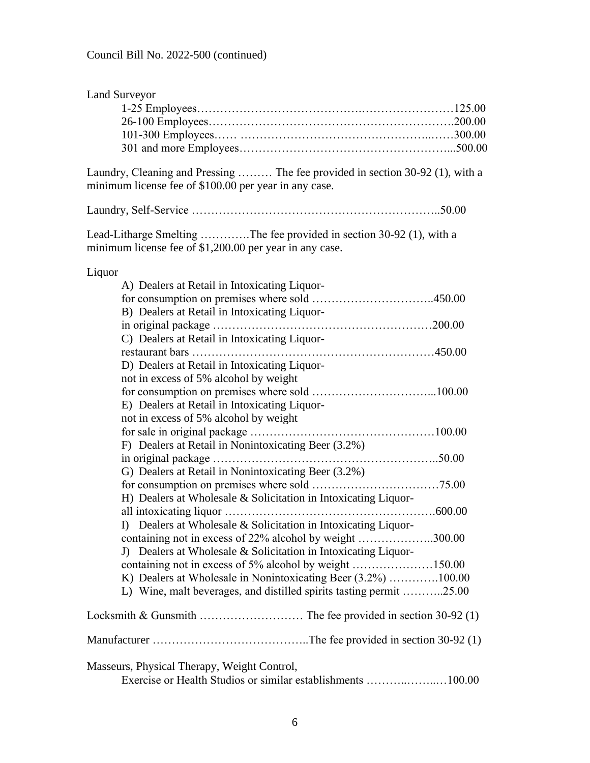Council Bill No. 2022-500 (continued)

Land Surveyor

- 1-25 Employees……………………………………………………………125.00
- 26-100 Employees……………………………………………………….200.00
- 101-300 Employees…… ……………………………………………..……300.00
- 301 and more Employees……………………………………………...500.00

Laundry, Cleaning and Pressing ……… The fee provided in section 30-92 (1), with a minimum license fee of $100.00 per year in any case.

Laundry, Self-Service ………………………………………………………..50.00

Lead-Litharge Smelting ………….The fee provided in section 30-92 (1), with a minimum license fee of $1,200.00 per year in any case.

Liquor

- A) Dealers at Retail in Intoxicating Liquor-
  for consumption on premises where sold …………………………..450.00
- B) Dealers at Retail in Intoxicating Liquor-
  in original package …………………………………………………200.00
- C) Dealers at Retail in Intoxicating Liquor-
  restaurant bars ………………………………………………………450.00
- D) Dealers at Retail in Intoxicating Liquor-
  not in excess of 5% alcohol by weight
  for consumption on premises where sold …………………………...100.00
- E) Dealers at Retail in Intoxicating Liquor-
  not in excess of 5% alcohol by weight
  for sale in original package …………………………………………100.00
- F) Dealers at Retail in Nonintoxicating Beer (3.2%)
  in original package …………………………………………………..50.00
- G) Dealers at Retail in Nonintoxicating Beer (3.2%)
  for consumption on premises where sold ……………………………75.00
- H) Dealers at Wholesale & Solicitation in Intoxicating Liquor-
  all intoxicating liquor ……………………………………………….600.00
- I) Dealers at Wholesale & Solicitation in Intoxicating Liquor-
  containing not in excess of 22% alcohol by weight ………………..300.00
- J) Dealers at Wholesale & Solicitation in Intoxicating Liquor-
  containing not in excess of 5% alcohol by weight …………………150.00
- K) Dealers at Wholesale in Nonintoxicating Beer (3.2%) ………….100.00
- L) Wine, malt beverages, and distilled spirits tasting permit ………..25.00

Locksmith & Gunsmith ……………………… The fee provided in section 30-92 (1)

Manufacturer …………………………………..The fee provided in section 30-92 (1)

Masseurs, Physical Therapy, Weight Control,
Exercise or Health Studios or similar establishments ………..……..…100.00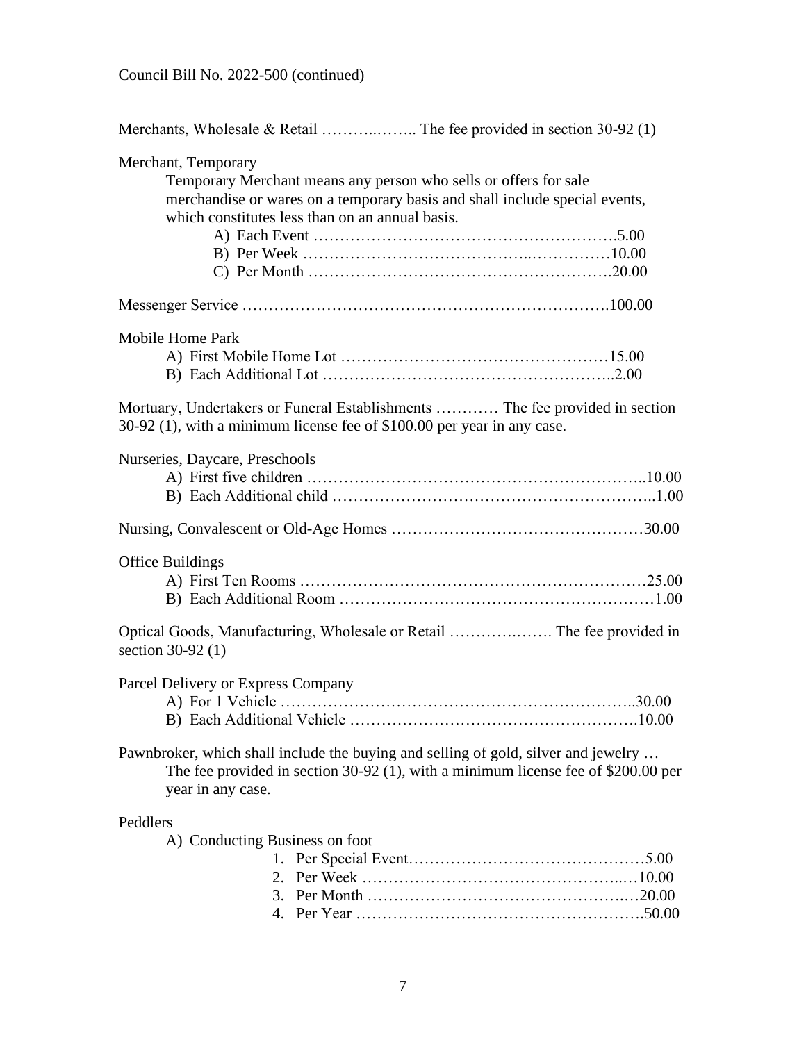Council Bill No. 2022-500 (continued)

Merchants, Wholesale & Retail ………..…….. The fee provided in section 30-92 (1)

Merchant, Temporary

Temporary Merchant means any person who sells or offers for sale merchandise or wares on a temporary basis and shall include special events, which constitutes less than on an annual basis.

- A) Each Event …………………………………………………5.00
- B) Per Week …………………………………..……………10.00
- C) Per Month ……………………………………………….20.00

Messenger Service ………………………………………………………….100.00

Mobile Home Park

- A) First Mobile Home Lot ……………………………………………15.00
- B) Each Additional Lot ………………………………………………..2.00

Mortuary, Undertakers or Funeral Establishments ………… The fee provided in section 30-92 (1), with a minimum license fee of $100.00 per year in any case.

Nurseries, Daycare, Preschools

- A) First five children ………………………………………………………..10.00
- B) Each Additional child ……………………………………………………..1.00

Nursing, Convalescent or Old-Age Homes …………………………………………30.00

Office Buildings

- A) First Ten Rooms …………………………………………………………25.00
- B) Each Additional Room ……………………………………………………1.00

Optical Goods, Manufacturing, Wholesale or Retail ……………..……. The fee provided in section 30-92 (1)

Parcel Delivery or Express Company

- A) For 1 Vehicle …………………………………………………………..30.00
- B) Each Additional Vehicle …………………………………………….10.00

Pawnbroker, which shall include the buying and selling of gold, silver and jewelry … The fee provided in section 30-92 (1), with a minimum license fee of $200.00 per year in any case.

Peddlers

- A) Conducting Business on foot
  1. Per Special Event………………………………………5.00
  2. Per Week ………………………………………….…10.00
  3. Per Month …………………………………………..…20.00
  4. Per Year ……………………………………………….50.00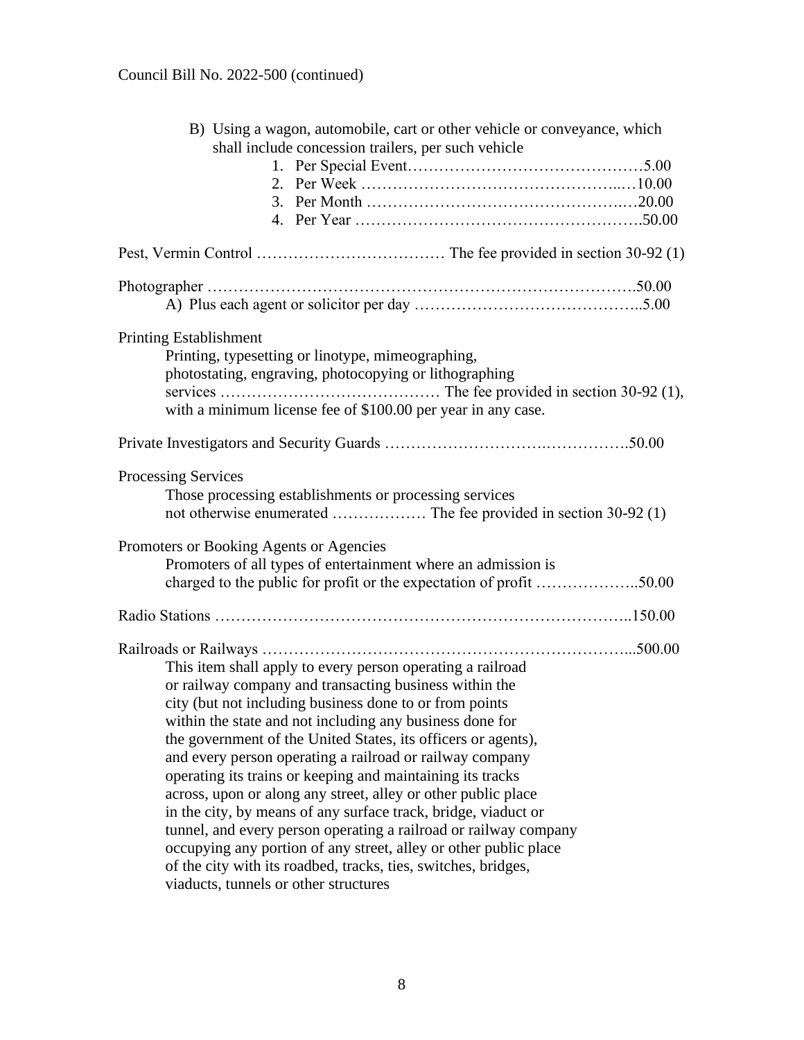Council Bill No. 2022-500 (continued)

B) Using a wagon, automobile, cart or other vehicle or conveyance, which shall include concession trailers, per such vehicle

1. Per Special Event……………………………………5.00
2. Per Week ……………………………………….…10.00
3. Per Month ……………………………………….…20.00
4. Per Year ……………………………………………….50.00

Pest, Vermin Control ……………………………… The fee provided in section 30-92 (1)

Photographer …………………………………………………………………….50.00

A) Plus each agent or solicitor per day ……………………………………..5.00

Printing Establishment

Printing, typesetting or linotype, mimeographing, photostating, engraving, photocopying or lithographing services …………………………………… The fee provided in section 30-92 (1), with a minimum license fee of $100.00 per year in any case.

Private Investigators and Security Guards ………………………….…………….50.00

Processing Services

Those processing establishments or processing services not otherwise enumerated ……………… The fee provided in section 30-92 (1)

Promoters or Booking Agents or Agencies

Promoters of all types of entertainment where an admission is charged to the public for profit or the expectation of profit ………………..50.00

Radio Stations …………………………………………………………………..150.00

Railroads or Railways …………………………………………………………...500.00

This item shall apply to every person operating a railroad or railway company and transacting business within the city (but not including business done to or from points within the state and not including any business done for the government of the United States, its officers or agents), and every person operating a railroad or railway company operating its trains or keeping and maintaining its tracks across, upon or along any street, alley or other public place in the city, by means of any surface track, bridge, viaduct or tunnel, and every person operating a railroad or railway company occupying any portion of any street, alley or other public place of the city with its roadbed, tracks, ties, switches, bridges, viaducts, tunnels or other structures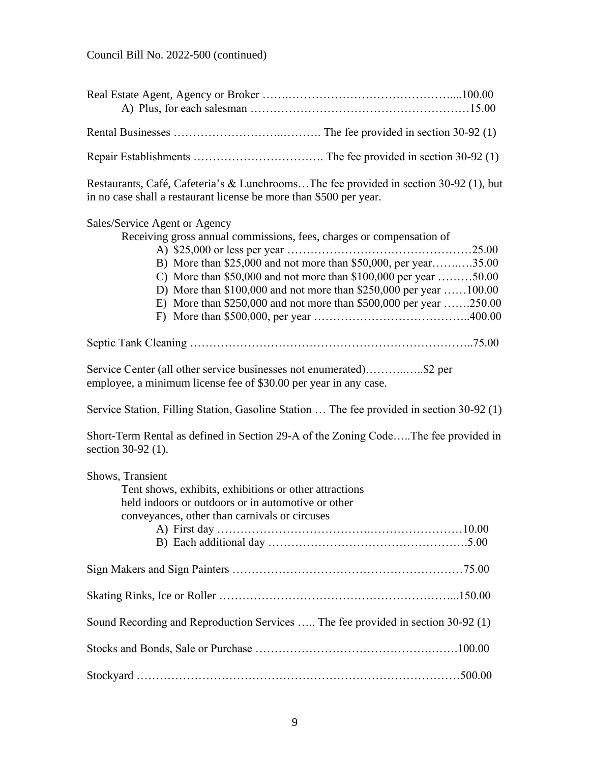Council Bill No. 2022-500 (continued)

Real Estate Agent, Agency or Broker …….……………………………………....100.00

A) Plus, for each salesman ……………………………….………………15.00

Rental Businesses ……………………..………. The fee provided in section 30-92 (1)

Repair Establishments ……………………………. The fee provided in section 30-92 (1)

Restaurants, Café, Cafeteria's & Lunchrooms…The fee provided in section 30-92 (1), but in no case shall a restaurant license be more than $500 per year.

Sales/Service Agent or Agency

Receiving gross annual commissions, fees, charges or compensation of

A) $25,000 or less per year …………………………………………25.00
B) More than $25,000 and not more than $50,000, per year……..…35.00
C) More than $50,000 and not more than $100,000 per year ………50.00
D) More than $100,000 and not more than $250,000 per year ……100.00
E) More than $250,000 and not more than $500,000 per year …….250.00
F) More than $500,000, per year …………………………………..400.00

Septic Tank Cleaning ……………………………………………………………..75.00

Service Center (all other service businesses not enumerated)………..…..$2 per employee, a minimum license fee of $30.00 per year in any case.

Service Station, Filling Station, Gasoline Station … The fee provided in section 30-92 (1)

Short-Term Rental as defined in Section 29-A of the Zoning Code…..The fee provided in section 30-92 (1).

Shows, Transient

Tent shows, exhibits, exhibitions or other attractions held indoors or outdoors or in automotive or other conveyances, other than carnivals or circuses

A) First day …………………………….……………………10.00
B) Each additional day ………………………………………….5.00

Sign Makers and Sign Painters …………………………………………………75.00

Skating Rinks, Ice or Roller ……………………………………………………...150.00

Sound Recording and Reproduction Services ….. The fee provided in section 30-92 (1)

Stocks and Bonds, Sale or Purchase ………………………………….…….100.00

Stockyard …………………………………………………………………500.00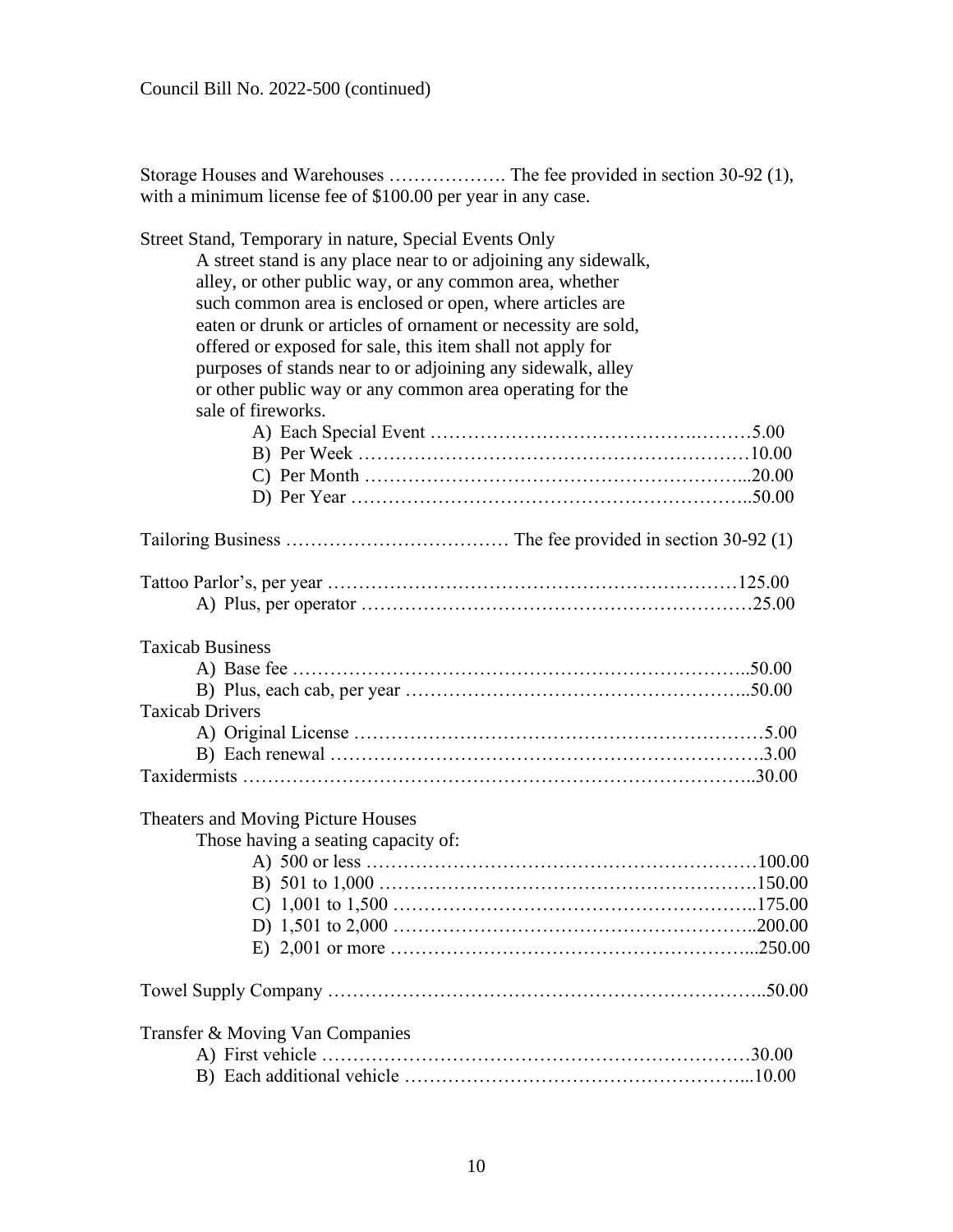Council Bill No. 2022-500 (continued)

Storage Houses and Warehouses ………………. The fee provided in section 30-92 (1), with a minimum license fee of $100.00 per year in any case.

Street Stand, Temporary in nature, Special Events Only

A street stand is any place near to or adjoining any sidewalk, alley, or other public way, or any common area, whether such common area is enclosed or open, where articles are eaten or drunk or articles of ornament or necessity are sold, offered or exposed for sale, this item shall not apply for purposes of stands near to or adjoining any sidewalk, alley or other public way or any common area operating for the sale of fireworks.

- A) Each Special Event ……………………………………………5.00
- B) Per Week ……………………………………………………10.00
- C) Per Month …………………………………………………...20.00
- D) Per Year ……………………………………………………..50.00

Tailoring Business ……………………………… The fee provided in section 30-92 (1)

Tattoo Parlor's, per year ……………………………………………………125.00

- A) Plus, per operator ……………………………………………………25.00

Taxicab Business

- A) Base fee ……………………………………………………………..50.00
- B) Plus, each cab, per year ……………………………………………..50.00

Taxicab Drivers

- A) Original License ……………………………………………………5.00
- B) Each renewal ……………………………………………………….3.00

Taxidermists …………………………………………………………………..30.00

Theaters and Moving Picture Houses

Those having a seating capacity of:

- A) 500 or less ………………………………………………………100.00
- B) 501 to 1,000 ……………………………………………………150.00
- C) 1,001 to 1,500 …………………………………………………..175.00
- D) 1,501 to 2,000 …………………………………………………..200.00
- E) 2,001 or more …………………………………………………...250.00

Towel Supply Company ……………………………………………………..50.00

Transfer & Moving Van Companies

- A) First vehicle ………………………………………………………30.00
- B) Each additional vehicle ……………………………………………...10.00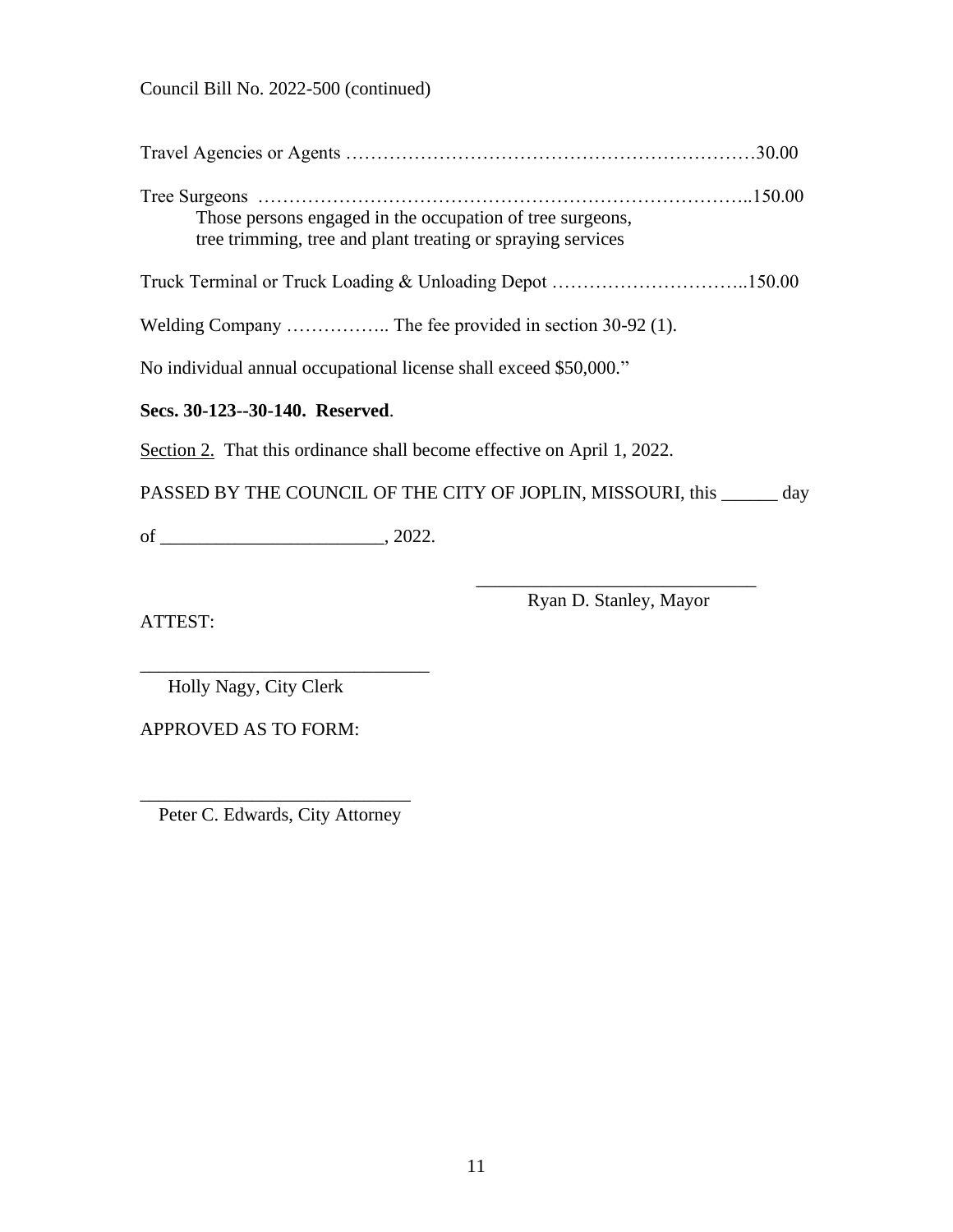Council Bill No. 2022-500 (continued)

Travel Agencies or Agents ……………………………………………………………30.00

Tree Surgeons …………………………………………………………………..150.00
Those persons engaged in the occupation of tree surgeons, tree trimming, tree and plant treating or spraying services

Truck Terminal or Truck Loading & Unloading Depot …………………………..150.00

Welding Company …………….. The fee provided in section 30-92 (1).

No individual annual occupational license shall exceed $50,000."

**Secs. 30-123--30-140. Reserved**.

Section 2. That this ordinance shall become effective on April 1, 2022.

PASSED BY THE COUNCIL OF THE CITY OF JOPLIN, MISSOURI, this ______ day of ________________________, 2022.

______________________________
Ryan D. Stanley, Mayor

ATTEST:

______________________________
Holly Nagy, City Clerk

APPROVED AS TO FORM:

____________________________
Peter C. Edwards, City Attorney